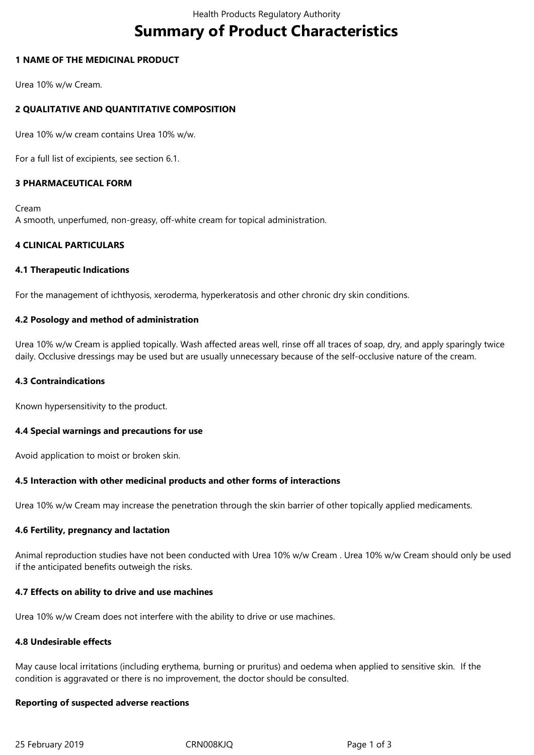# Summary of Product Characteristics

## 1 NAME OF THE MEDICINAL PRODUCT

Urea 10% w/w Cream.

## 2 QUALITATIVE AND QUANTITATIVE COMPOSITION

Urea 10% w/w cream contains Urea 10% w/w.

For a full list of excipients, see section 6.1.

## 3 PHARMACEUTICAL FORM

Cream
A smooth, unperfumed, non-greasy, off-white cream for topical administration.

## 4 CLINICAL PARTICULARS

### 4.1 Therapeutic Indications

For the management of ichthyosis, xeroderma, hyperkeratosis and other chronic dry skin conditions.

### 4.2 Posology and method of administration

Urea 10% w/w Cream is applied topically. Wash affected areas well, rinse off all traces of soap, dry, and apply sparingly twice daily. Occlusive dressings may be used but are usually unnecessary because of the self-occlusive nature of the cream.

### 4.3 Contraindications

Known hypersensitivity to the product.

### 4.4 Special warnings and precautions for use

Avoid application to moist or broken skin.

### 4.5 Interaction with other medicinal products and other forms of interactions

Urea 10% w/w Cream may increase the penetration through the skin barrier of other topically applied medicaments.

### 4.6 Fertility, pregnancy and lactation

Animal reproduction studies have not been conducted with Urea 10% w/w Cream . Urea 10% w/w Cream should only be used if the anticipated benefits outweigh the risks.

### 4.7 Effects on ability to drive and use machines

Urea 10% w/w Cream does not interfere with the ability to drive or use machines.

### 4.8 Undesirable effects

May cause local irritations (including erythema, burning or pruritus) and oedema when applied to sensitive skin. If the condition is aggravated or there is no improvement, the doctor should be consulted.

**Reporting of suspected adverse reactions**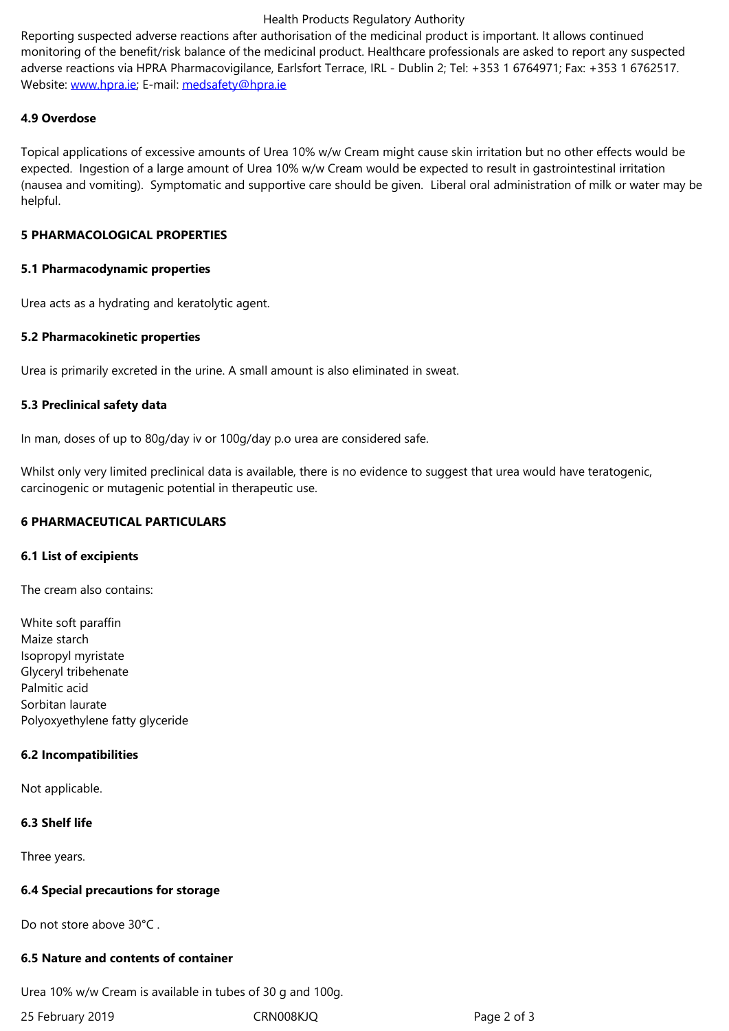Reporting suspected adverse reactions after authorisation of the medicinal product is important. It allows continued monitoring of the benefit/risk balance of the medicinal product. Healthcare professionals are asked to report any suspected adverse reactions via HPRA Pharmacovigilance, Earlsfort Terrace, IRL - Dublin 2; Tel: +353 1 6764971; Fax: +353 1 6762517. Website: www.hpra.ie; E-mail: medsafety@hpra.ie

**4.9 Overdose**

Topical applications of excessive amounts of Urea 10% w/w Cream might cause skin irritation but no other effects would be expected. Ingestion of a large amount of Urea 10% w/w Cream would be expected to result in gastrointestinal irritation (nausea and vomiting). Symptomatic and supportive care should be given. Liberal oral administration of milk or water may be helpful.

**5 PHARMACOLOGICAL PROPERTIES**

**5.1 Pharmacodynamic properties**

Urea acts as a hydrating and keratolytic agent.

**5.2 Pharmacokinetic properties**

Urea is primarily excreted in the urine. A small amount is also eliminated in sweat.

**5.3 Preclinical safety data**

In man, doses of up to 80g/day iv or 100g/day p.o urea are considered safe.

Whilst only very limited preclinical data is available, there is no evidence to suggest that urea would have teratogenic, carcinogenic or mutagenic potential in therapeutic use.

**6 PHARMACEUTICAL PARTICULARS**

**6.1 List of excipients**

The cream also contains:

White soft paraffin
Maize starch
Isopropyl myristate
Glyceryl tribehenate
Palmitic acid
Sorbitan laurate
Polyoxyethylene fatty glyceride

**6.2 Incompatibilities**

Not applicable.

**6.3 Shelf life**

Three years.

**6.4 Special precautions for storage**

Do not store above 30°C .

**6.5 Nature and contents of container**

Urea 10% w/w Cream is available in tubes of 30 g and 100g.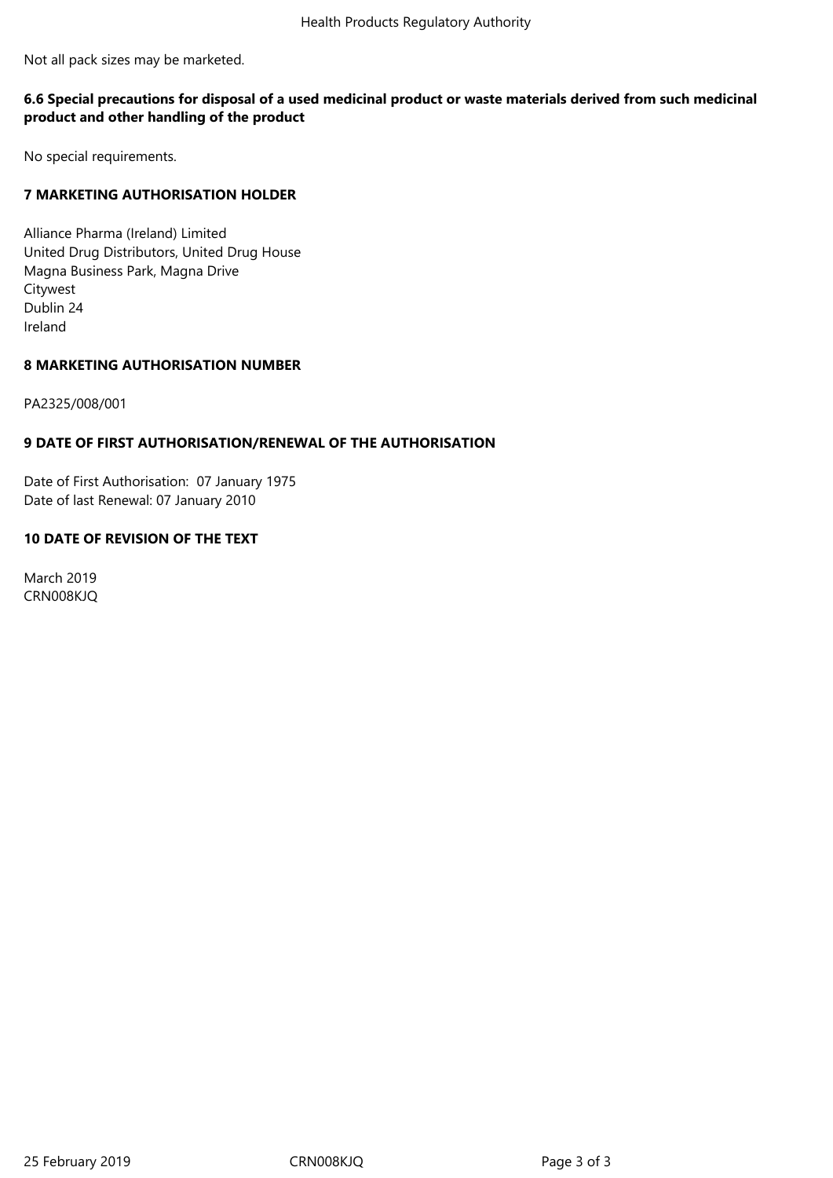Not all pack sizes may be marketed.

### 6.6 Special precautions for disposal of a used medicinal product or waste materials derived from such medicinal product and other handling of the product

No special requirements.

## 7 MARKETING AUTHORISATION HOLDER

Alliance Pharma (Ireland) Limited
United Drug Distributors, United Drug House
Magna Business Park, Magna Drive
Citywest
Dublin 24
Ireland

## 8 MARKETING AUTHORISATION NUMBER

PA2325/008/001

## 9 DATE OF FIRST AUTHORISATION/RENEWAL OF THE AUTHORISATION

Date of First Authorisation: 07 January 1975
Date of last Renewal: 07 January 2010

## 10 DATE OF REVISION OF THE TEXT

March 2019
CRN008KJQ